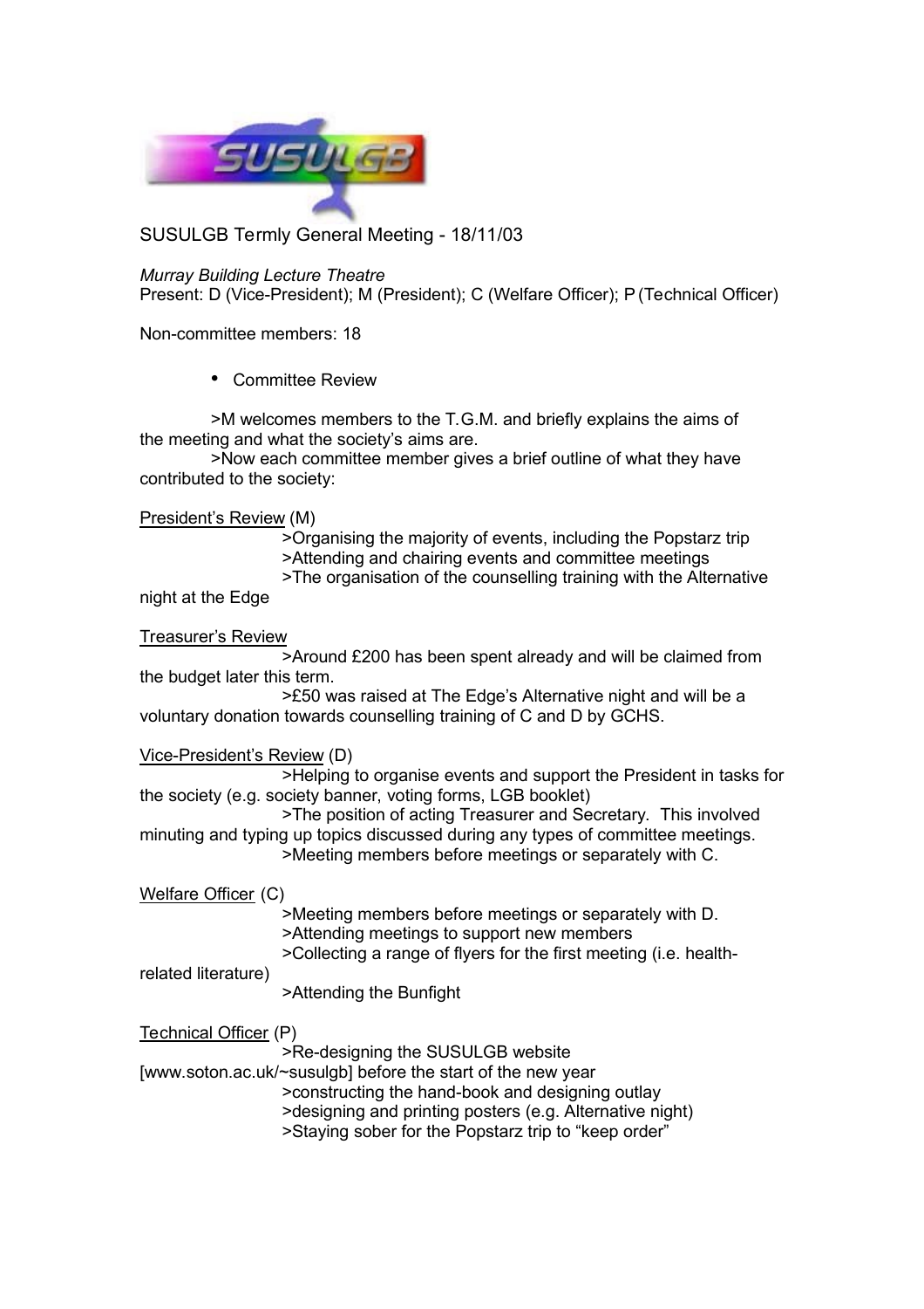# SUSULGB Termly General Meeting - 18/11/03

*Murray Building Lecture Theatre*

Present: D (Vice-President); M (President); C (Welfare Officer); P (Technical Officer)

Non-committee members: 18

- Committee Review

>M welcomes members to the T.G.M. and briefly explains the aims of the meeting and what the society's aims are.

>Now each committee member gives a brief outline of what they have contributed to the society:

<u>President's Review</u> (M)

>Organising the majority of events, including the Popstarz trip
>Attending and chairing events and committee meetings
>The organisation of the counselling training with the Alternative night at the Edge

<u>Treasurer's Review</u>

>Around £200 has been spent already and will be claimed from the budget later this term.
>£50 was raised at The Edge's Alternative night and will be a voluntary donation towards counselling training of C and D by GCHS.

<u>Vice-President's Review</u> (D)

>Helping to organise events and support the President in tasks for the society (e.g. society banner, voting forms, LGB booklet)
>The position of acting Treasurer and Secretary. This involved minuting and typing up topics discussed during any types of committee meetings.
>Meeting members before meetings or separately with C.

<u>Welfare Officer</u> (C)

>Meeting members before meetings or separately with D.
>Attending meetings to support new members
>Collecting a range of flyers for the first meeting (i.e. health-related literature)
>Attending the Bunfight

<u>Technical Officer</u> (P)

>Re-designing the SUSULGB website [www.soton.ac.uk/~susulgb] before the start of the new year
>constructing the hand-book and designing outlay
>designing and printing posters (e.g. Alternative night)
>Staying sober for the Popstarz trip to "keep order"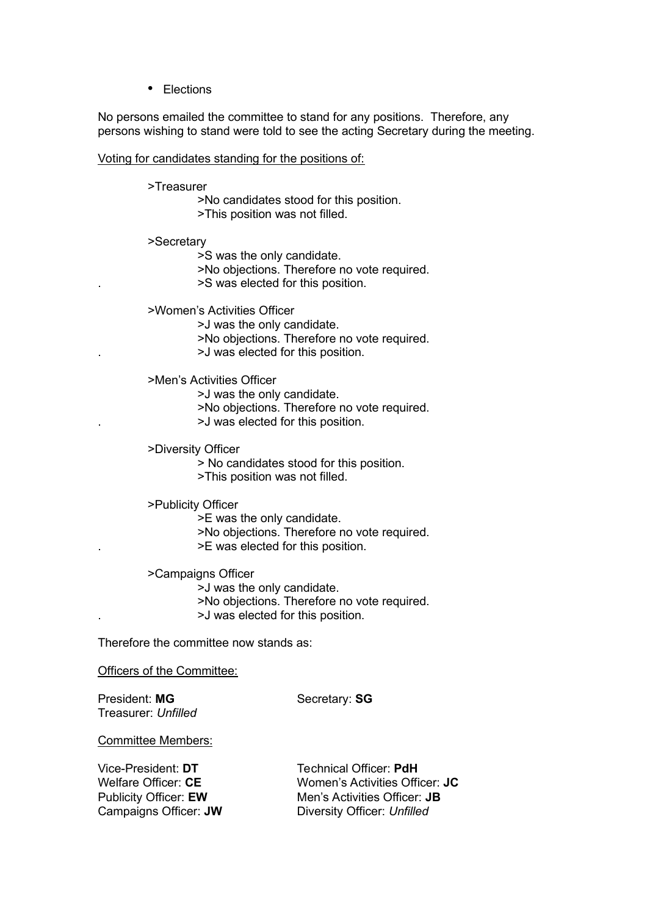- Elections

No persons emailed the committee to stand for any positions. Therefore, any persons wishing to stand were told to see the acting Secretary during the meeting.

Voting for candidates standing for the positions of:

>Treasurer
>No candidates stood for this position.
>This position was not filled.

>Secretary
>S was the only candidate.
>No objections. Therefore no vote required.
>S was elected for this position.

>Women's Activities Officer
>J was the only candidate.
>No objections. Therefore no vote required.
>J was elected for this position.

>Men's Activities Officer
>J was the only candidate.
>No objections. Therefore no vote required.
>J was elected for this position.

>Diversity Officer
> No candidates stood for this position.
>This position was not filled.

>Publicity Officer
>E was the only candidate.
>No objections. Therefore no vote required.
>E was elected for this position.

>Campaigns Officer
>J was the only candidate.
>No objections. Therefore no vote required.
>J was elected for this position.

Therefore the committee now stands as:

Officers of the Committee:

President: **MG**
Secretary: **SG**
Treasurer: *Unfilled*

Committee Members:

Vice-President: **DT**
Welfare Officer: **CE**
Publicity Officer: **EW**
Campaigns Officer: **JW**
Technical Officer: **PdH**
Women's Activities Officer: **JC**
Men's Activities Officer: **JB**
Diversity Officer: *Unfilled*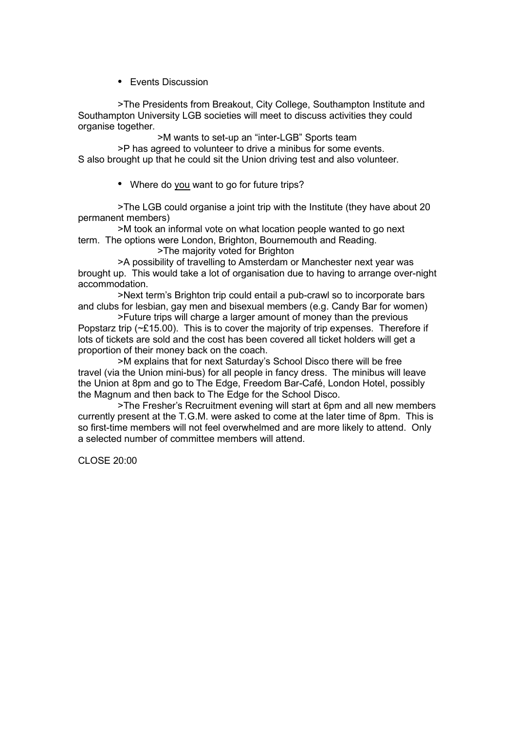- Events Discussion

>The Presidents from Breakout, City College, Southampton Institute and Southampton University LGB societies will meet to discuss activities they could organise together.

>M wants to set-up an "inter-LGB" Sports team

>P has agreed to volunteer to drive a minibus for some events. S also brought up that he could sit the Union driving test and also volunteer.

- Where do <u>you</u> want to go for future trips?

>The LGB could organise a joint trip with the Institute (they have about 20 permanent members)

>M took an informal vote on what location people wanted to go next term. The options were London, Brighton, Bournemouth and Reading.

>The majority voted for Brighton

>A possibility of travelling to Amsterdam or Manchester next year was brought up. This would take a lot of organisation due to having to arrange over-night accommodation.

>Next term's Brighton trip could entail a pub-crawl so to incorporate bars and clubs for lesbian, gay men and bisexual members (e.g. Candy Bar for women)

>Future trips will charge a larger amount of money than the previous Popstarz trip (~£15.00). This is to cover the majority of trip expenses. Therefore if lots of tickets are sold and the cost has been covered all ticket holders will get a proportion of their money back on the coach.

>M explains that for next Saturday's School Disco there will be free travel (via the Union mini-bus) for all people in fancy dress. The minibus will leave the Union at 8pm and go to The Edge, Freedom Bar-Café, London Hotel, possibly the Magnum and then back to The Edge for the School Disco.

>The Fresher's Recruitment evening will start at 6pm and all new members currently present at the T.G.M. were asked to come at the later time of 8pm. This is so first-time members will not feel overwhelmed and are more likely to attend. Only a selected number of committee members will attend.

CLOSE 20:00